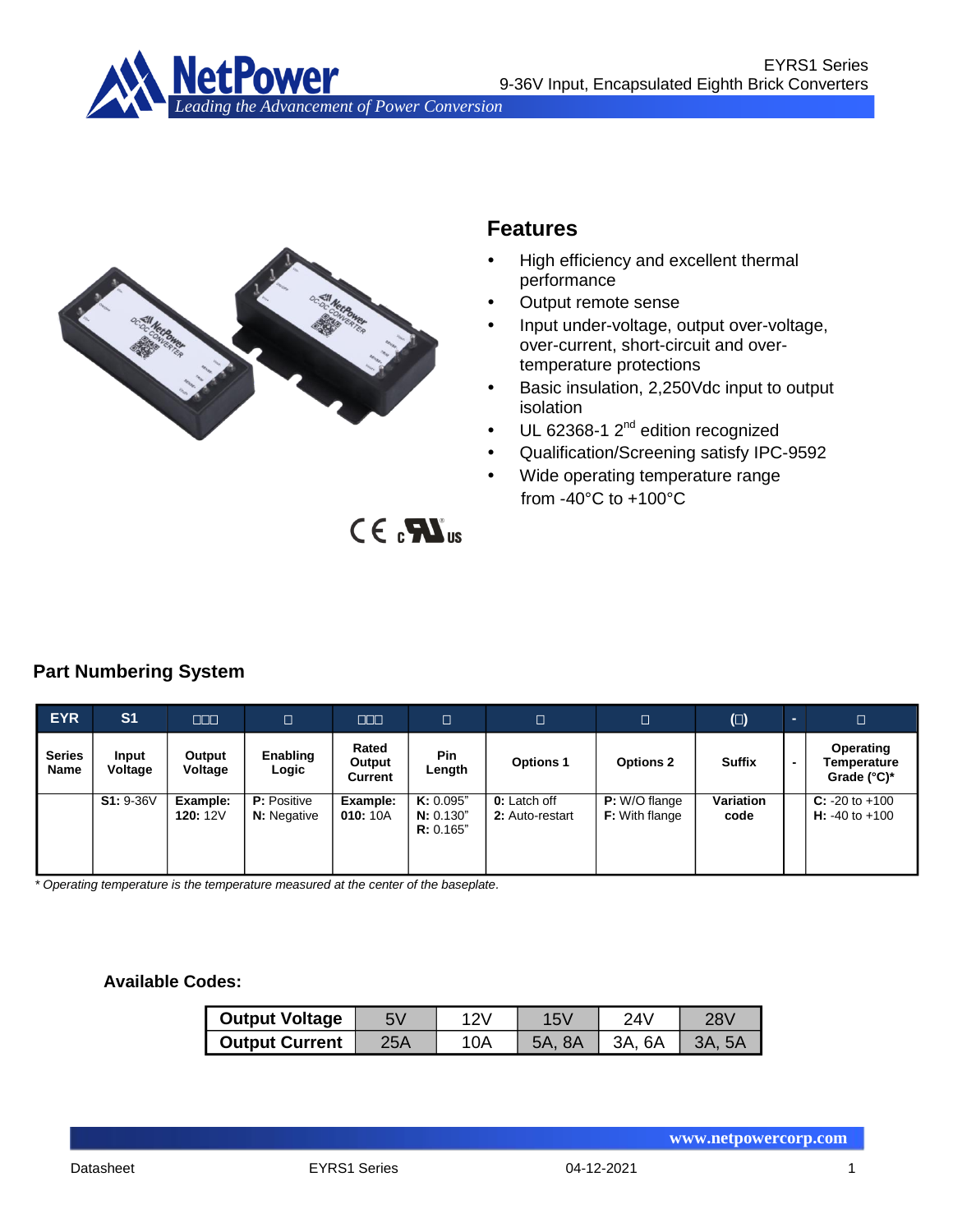EYRS1 Series
9-36V Input, Encapsulated Eighth Brick Converters

## Features

- High efficiency and excellent thermal performance
- Output remote sense
- Input under-voltage, output over-voltage, over-current, short-circuit and over-temperature protections
- Basic insulation, 2,250Vdc input to output isolation
- UL 62368-1 2nd edition recognized
- Qualification/Screening satisfy IPC-9592
- Wide operating temperature range from -40°C to +100°C

## Part Numbering System

| EYR | S1 | □□□ | □ | □□□ | □ | □ | □ | (□) | - | □ |
|---|---|---|---|---|---|---|---|---|---|---|
| **Series Name** | **Input Voltage** | **Output Voltage** | **Enabling Logic** | **Rated Output Current** | **Pin Length** | **Options 1** | **Options 2** | **Suffix** | **-** | **Operating Temperature Grade (°C)*** |
| | **S1:** 9-36V | **Example: 120:** 12V | **P:** Positive **N:** Negative | **Example: 010:** 10A | **K:** 0.095" **N:** 0.130" **R:** 0.165" | **0:** Latch off **2:** Auto-restart | **P:** W/O flange **F:** With flange | **Variation code** | | **C:** -20 to +100 **H:** -40 to +100 |

*\* Operating temperature is the temperature measured at the center of the baseplate.*

**Available Codes:**

| **Output Voltage** | 5V | 12V | 15V | 24V | 28V |
|---|---|---|---|---|---|
| **Output Current** | 25A | 10A | 5A, 8A | 3A, 6A | 3A, 5A |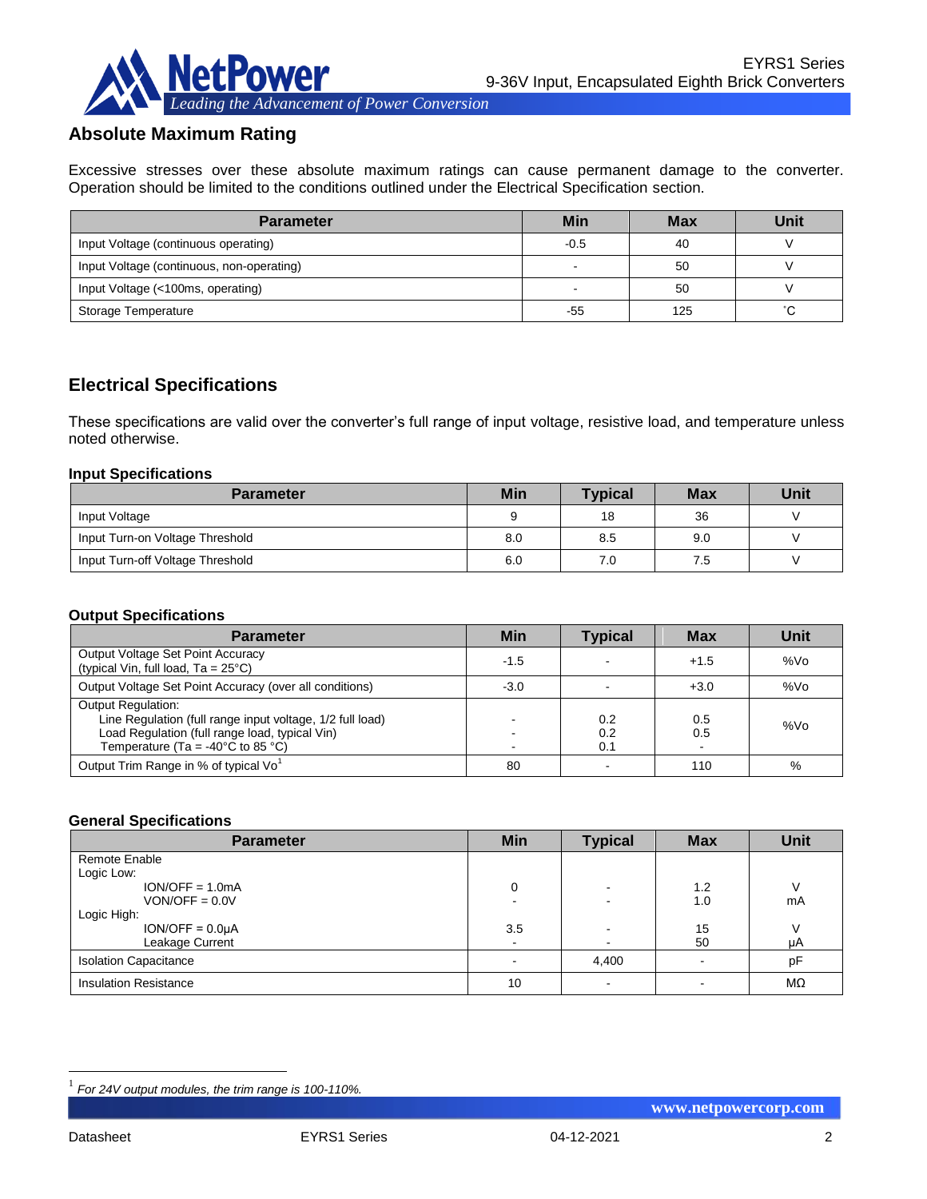## Absolute Maximum Rating

Excessive stresses over these absolute maximum ratings can cause permanent damage to the converter. Operation should be limited to the conditions outlined under the Electrical Specification section.

| Parameter | Min | Max | Unit |
|---|---|---|---|
| Input Voltage (continuous operating) | -0.5 | 40 | V |
| Input Voltage (continuous, non-operating) | - | 50 | V |
| Input Voltage (<100ms, operating) | - | 50 | V |
| Storage Temperature | -55 | 125 | ˚C |

## Electrical Specifications

These specifications are valid over the converter's full range of input voltage, resistive load, and temperature unless noted otherwise.

### Input Specifications

| Parameter | Min | Typical | Max | Unit |
|---|---|---|---|---|
| Input Voltage | 9 | 18 | 36 | V |
| Input Turn-on Voltage Threshold | 8.0 | 8.5 | 9.0 | V |
| Input Turn-off Voltage Threshold | 6.0 | 7.0 | 7.5 | V |

### Output Specifications

| Parameter | Min | Typical | Max | Unit |
|---|---|---|---|---|
| Output Voltage Set Point Accuracy<br>(typical Vin, full load, Ta = 25°C) | -1.5 | - | +1.5 | %Vo |
| Output Voltage Set Point Accuracy (over all conditions) | -3.0 | - | +3.0 | %Vo |
| Output Regulation:<br>Line Regulation (full range input voltage, 1/2 full load)<br>Load Regulation (full range load, typical Vin)<br>Temperature (Ta = -40°C to 85 °C) | <br>-<br>-<br>- | <br>0.2<br>0.2<br>0.1 | <br>0.5<br>0.5<br>- | %Vo |
| Output Trim Range in % of typical Vo[1] | 80 | - | 110 | % |

### General Specifications

| Parameter | Min | Typical | Max | Unit |
|---|---|---|---|---|
| Remote Enable<br>Logic Low:<br>ION/OFF = 1.0mA<br>VON/OFF = 0.0V<br>Logic High:<br>ION/OFF = 0.0μA<br>Leakage Current | <br><br>0<br>-<br><br>3.5<br>- | <br><br>-<br>-<br><br>-<br>- | <br><br>1.2<br>1.0<br><br>15<br>50 | <br><br>V<br>mA<br><br>V<br>μA |
| Isolation Capacitance | - | 4,400 | - | pF |
| Insulation Resistance | 10 | - | - | MΩ |

[1] *For 24V output modules, the trim range is 100-110%.*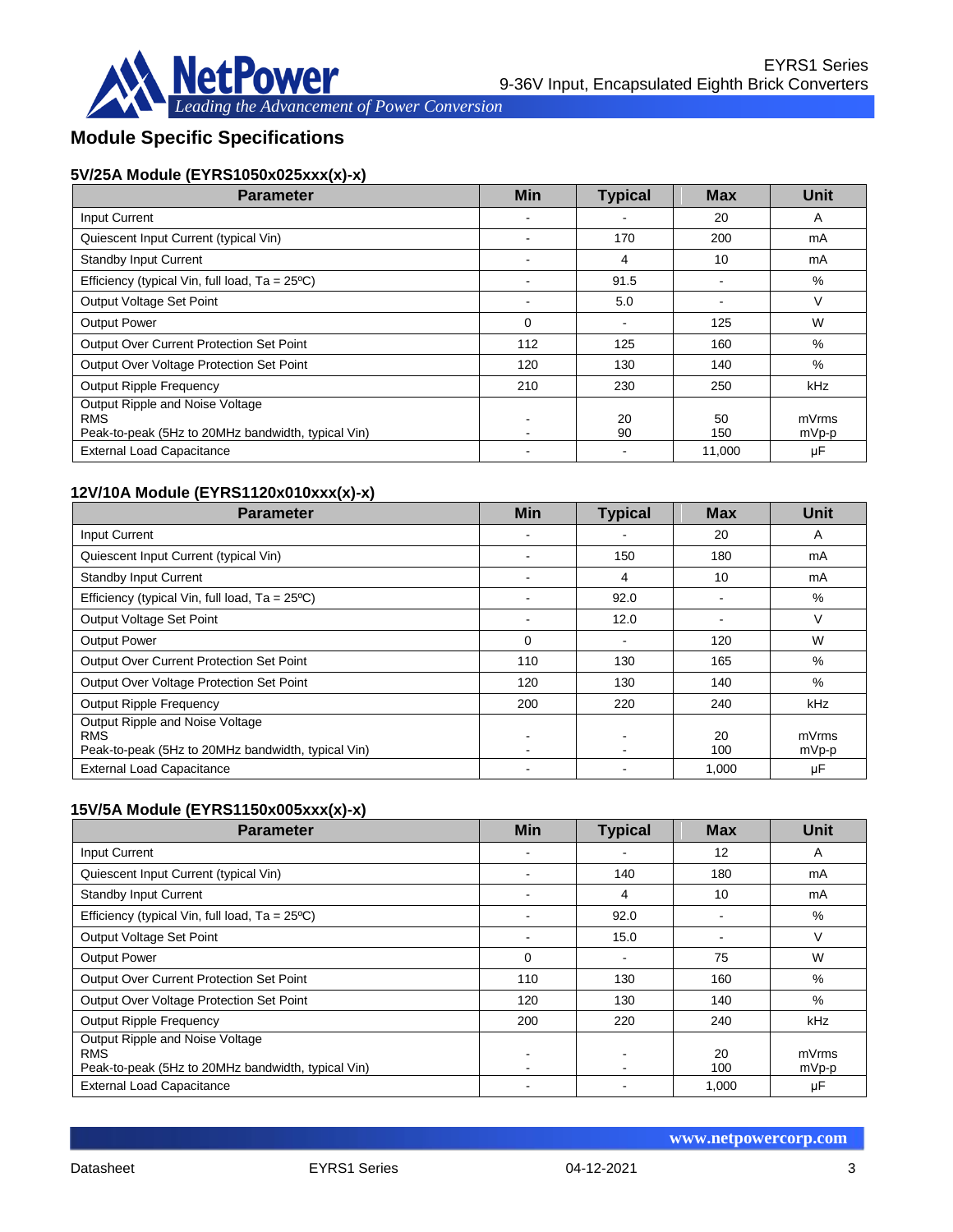## Module Specific Specifications

### 5V/25A Module (EYRS1050x025xxx(x)-x)

| Parameter | Min | Typical | Max | Unit |
|---|---|---|---|---|
| Input Current | - | - | 20 | A |
| Quiescent Input Current (typical Vin) | - | 170 | 200 | mA |
| Standby Input Current | - | 4 | 10 | mA |
| Efficiency (typical Vin, full load, Ta = 25ºC) | - | 91.5 | - | % |
| Output Voltage Set Point | - | 5.0 | - | V |
| Output Power | 0 | - | 125 | W |
| Output Over Current Protection Set Point | 112 | 125 | 160 | % |
| Output Over Voltage Protection Set Point | 120 | 130 | 140 | % |
| Output Ripple Frequency | 210 | 230 | 250 | kHz |
| Output Ripple and Noise Voltage<br>RMS<br>Peak-to-peak (5Hz to 20MHz bandwidth, typical Vin) | <br>-<br>- | <br>20<br>90 | <br>50<br>150 | <br>mVrms<br>mVp-p |
| External Load Capacitance | - | - | 11,000 | µF |

### 12V/10A Module (EYRS1120x010xxx(x)-x)

| Parameter | Min | Typical | Max | Unit |
|---|---|---|---|---|
| Input Current | - | - | 20 | A |
| Quiescent Input Current (typical Vin) | - | 150 | 180 | mA |
| Standby Input Current | - | 4 | 10 | mA |
| Efficiency (typical Vin, full load, Ta = 25ºC) | - | 92.0 | - | % |
| Output Voltage Set Point | - | 12.0 | - | V |
| Output Power | 0 | - | 120 | W |
| Output Over Current Protection Set Point | 110 | 130 | 165 | % |
| Output Over Voltage Protection Set Point | 120 | 130 | 140 | % |
| Output Ripple Frequency | 200 | 220 | 240 | kHz |
| Output Ripple and Noise Voltage<br>RMS<br>Peak-to-peak (5Hz to 20MHz bandwidth, typical Vin) | <br>-<br>- | <br>-<br>- | <br>20<br>100 | <br>mVrms<br>mVp-p |
| External Load Capacitance | - | - | 1,000 | µF |

### 15V/5A Module (EYRS1150x005xxx(x)-x)

| Parameter | Min | Typical | Max | Unit |
|---|---|---|---|---|
| Input Current | - | - | 12 | A |
| Quiescent Input Current (typical Vin) | - | 140 | 180 | mA |
| Standby Input Current | - | 4 | 10 | mA |
| Efficiency (typical Vin, full load, Ta = 25ºC) | - | 92.0 | - | % |
| Output Voltage Set Point | - | 15.0 | - | V |
| Output Power | 0 | - | 75 | W |
| Output Over Current Protection Set Point | 110 | 130 | 160 | % |
| Output Over Voltage Protection Set Point | 120 | 130 | 140 | % |
| Output Ripple Frequency | 200 | 220 | 240 | kHz |
| Output Ripple and Noise Voltage<br>RMS<br>Peak-to-peak (5Hz to 20MHz bandwidth, typical Vin) | <br>-<br>- | <br>-<br>- | <br>20<br>100 | <br>mVrms<br>mVp-p |
| External Load Capacitance | - | - | 1,000 | µF |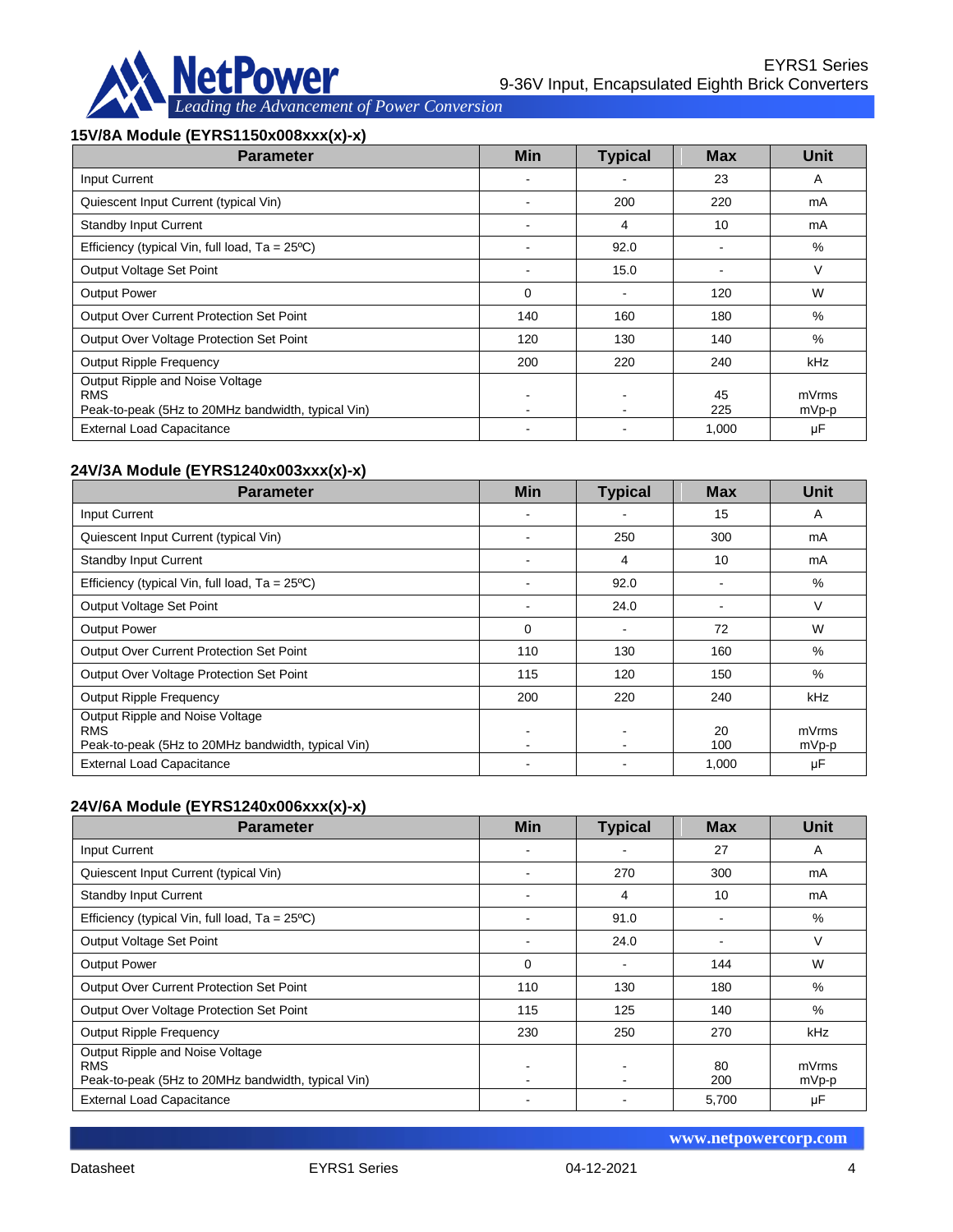### 15V/8A Module (EYRS1150x008xxx(x)-x)

| Parameter | Min | Typical | Max | Unit |
|---|---|---|---|---|
| Input Current | - | - | 23 | A |
| Quiescent Input Current (typical Vin) | - | 200 | 220 | mA |
| Standby Input Current | - | 4 | 10 | mA |
| Efficiency (typical Vin, full load, Ta = 25ºC) | - | 92.0 | - | % |
| Output Voltage Set Point | - | 15.0 | - | V |
| Output Power | 0 | - | 120 | W |
| Output Over Current Protection Set Point | 140 | 160 | 180 | % |
| Output Over Voltage Protection Set Point | 120 | 130 | 140 | % |
| Output Ripple Frequency | 200 | 220 | 240 | kHz |
| Output Ripple and Noise Voltage<br>RMS<br>Peak-to-peak (5Hz to 20MHz bandwidth, typical Vin) | -<br>- | -<br>- | 45<br>225 | mVrms<br>mVp-p |
| External Load Capacitance | - | - | 1,000 | µF |

### 24V/3A Module (EYRS1240x003xxx(x)-x)

| Parameter | Min | Typical | Max | Unit |
|---|---|---|---|---|
| Input Current | - | - | 15 | A |
| Quiescent Input Current (typical Vin) | - | 250 | 300 | mA |
| Standby Input Current | - | 4 | 10 | mA |
| Efficiency (typical Vin, full load, Ta = 25ºC) | - | 92.0 | - | % |
| Output Voltage Set Point | - | 24.0 | - | V |
| Output Power | 0 | - | 72 | W |
| Output Over Current Protection Set Point | 110 | 130 | 160 | % |
| Output Over Voltage Protection Set Point | 115 | 120 | 150 | % |
| Output Ripple Frequency | 200 | 220 | 240 | kHz |
| Output Ripple and Noise Voltage<br>RMS<br>Peak-to-peak (5Hz to 20MHz bandwidth, typical Vin) | -<br>- | -<br>- | 20<br>100 | mVrms<br>mVp-p |
| External Load Capacitance | - | - | 1,000 | µF |

### 24V/6A Module (EYRS1240x006xxx(x)-x)

| Parameter | Min | Typical | Max | Unit |
|---|---|---|---|---|
| Input Current | - | - | 27 | A |
| Quiescent Input Current (typical Vin) | - | 270 | 300 | mA |
| Standby Input Current | - | 4 | 10 | mA |
| Efficiency (typical Vin, full load, Ta = 25ºC) | - | 91.0 | - | % |
| Output Voltage Set Point | - | 24.0 | - | V |
| Output Power | 0 | - | 144 | W |
| Output Over Current Protection Set Point | 110 | 130 | 180 | % |
| Output Over Voltage Protection Set Point | 115 | 125 | 140 | % |
| Output Ripple Frequency | 230 | 250 | 270 | kHz |
| Output Ripple and Noise Voltage<br>RMS<br>Peak-to-peak (5Hz to 20MHz bandwidth, typical Vin) | -<br>- | -<br>- | 80<br>200 | mVrms<br>mVp-p |
| External Load Capacitance | - | - | 5,700 | µF |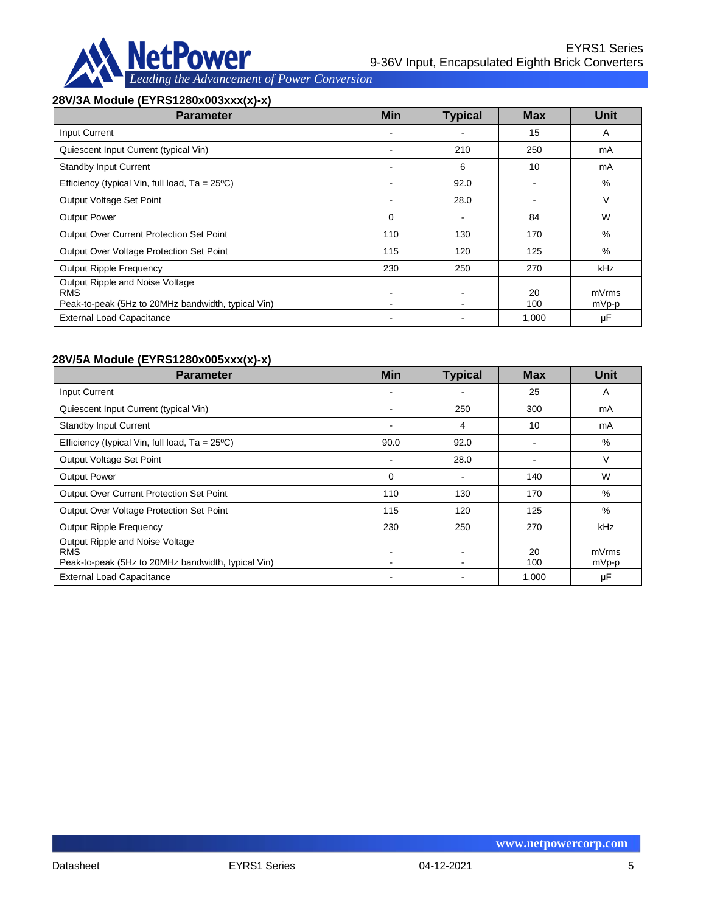### 28V/3A Module (EYRS1280x003xxx(x)-x)

| Parameter | Min | Typical | Max | Unit |
|---|---|---|---|---|
| Input Current | - | - | 15 | A |
| Quiescent Input Current (typical Vin) | - | 210 | 250 | mA |
| Standby Input Current | - | 6 | 10 | mA |
| Efficiency (typical Vin, full load, Ta = 25ºC) | - | 92.0 | - | % |
| Output Voltage Set Point | - | 28.0 | - | V |
| Output Power | 0 | - | 84 | W |
| Output Over Current Protection Set Point | 110 | 130 | 170 | % |
| Output Over Voltage Protection Set Point | 115 | 120 | 125 | % |
| Output Ripple Frequency | 230 | 250 | 270 | kHz |
| Output Ripple and Noise Voltage<br>RMS<br>Peak-to-peak (5Hz to 20MHz bandwidth, typical Vin) | -<br>- | -<br>- | 20<br>100 | mVrms<br>mVp-p |
| External Load Capacitance | - | - | 1,000 | µF |

### 28V/5A Module (EYRS1280x005xxx(x)-x)

| Parameter | Min | Typical | Max | Unit |
|---|---|---|---|---|
| Input Current | - | - | 25 | A |
| Quiescent Input Current (typical Vin) | - | 250 | 300 | mA |
| Standby Input Current | - | 4 | 10 | mA |
| Efficiency (typical Vin, full load, Ta = 25ºC) | 90.0 | 92.0 | - | % |
| Output Voltage Set Point | - | 28.0 | - | V |
| Output Power | 0 | - | 140 | W |
| Output Over Current Protection Set Point | 110 | 130 | 170 | % |
| Output Over Voltage Protection Set Point | 115 | 120 | 125 | % |
| Output Ripple Frequency | 230 | 250 | 270 | kHz |
| Output Ripple and Noise Voltage<br>RMS<br>Peak-to-peak (5Hz to 20MHz bandwidth, typical Vin) | -<br>- | -<br>- | 20<br>100 | mVrms<br>mVp-p |
| External Load Capacitance | - | - | 1,000 | µF |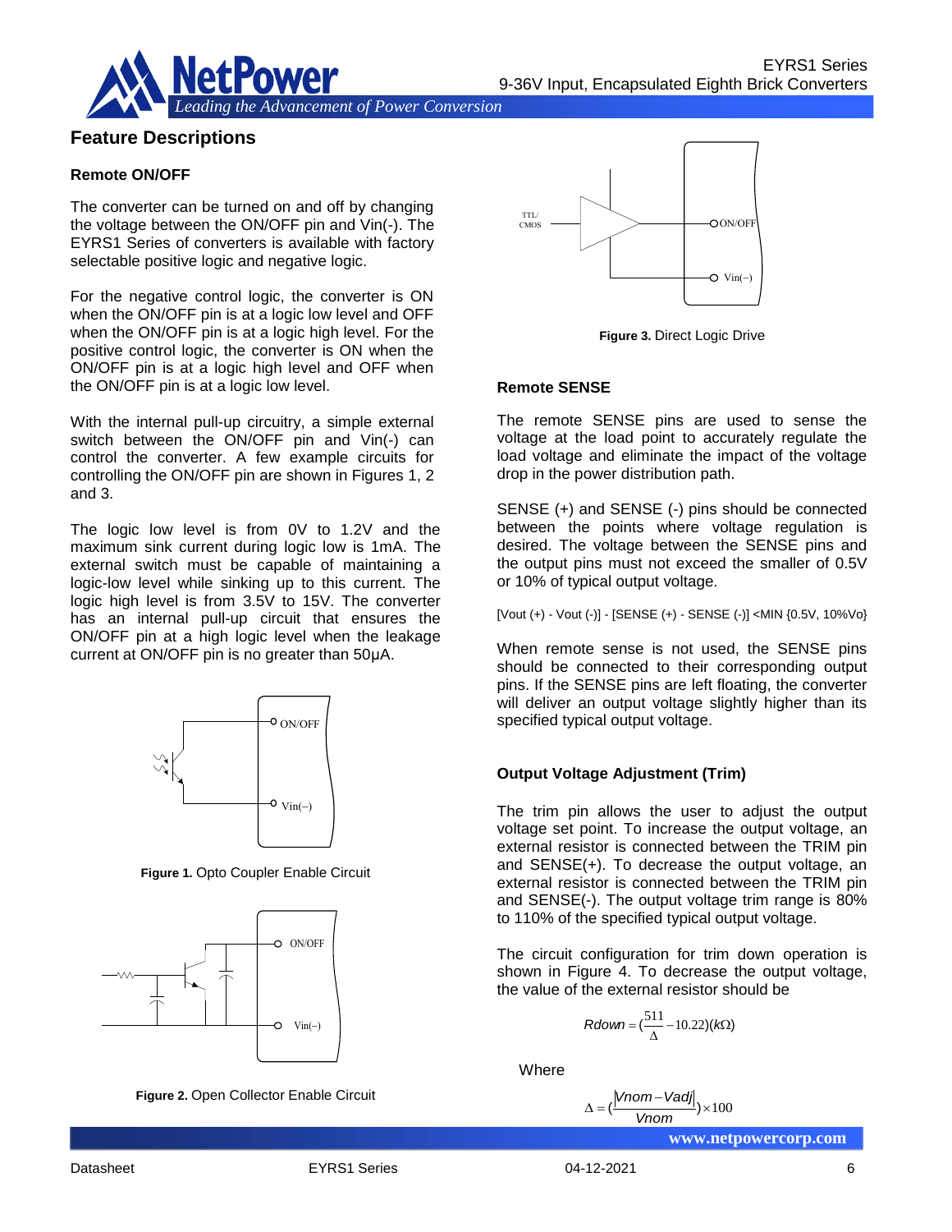## Feature Descriptions

### Remote ON/OFF

The converter can be turned on and off by changing the voltage between the ON/OFF pin and Vin(-). The EYRS1 Series of converters is available with factory selectable positive logic and negative logic.

For the negative control logic, the converter is ON when the ON/OFF pin is at a logic low level and OFF when the ON/OFF pin is at a logic high level. For the positive control logic, the converter is ON when the ON/OFF pin is at a logic high level and OFF when the ON/OFF pin is at a logic low level.

With the internal pull-up circuitry, a simple external switch between the ON/OFF pin and Vin(-) can control the converter. A few example circuits for controlling the ON/OFF pin are shown in Figures 1, 2 and 3.

The logic low level is from 0V to 1.2V and the maximum sink current during logic low is 1mA. The external switch must be capable of maintaining a logic-low level while sinking up to this current. The logic high level is from 3.5V to 15V. The converter has an internal pull-up circuit that ensures the ON/OFF pin at a high logic level when the leakage current at ON/OFF pin is no greater than 50μA.

**Figure 1.** Opto Coupler Enable Circuit

**Figure 2.** Open Collector Enable Circuit

**Figure 3.** Direct Logic Drive

### Remote SENSE

The remote SENSE pins are used to sense the voltage at the load point to accurately regulate the load voltage and eliminate the impact of the voltage drop in the power distribution path.

SENSE (+) and SENSE (-) pins should be connected between the points where voltage regulation is desired. The voltage between the SENSE pins and the output pins must not exceed the smaller of 0.5V or 10% of typical output voltage.

[Vout (+) - Vout (-)] - [SENSE (+) - SENSE (-)] <MIN {0.5V, 10%Vo}

When remote sense is not used, the SENSE pins should be connected to their corresponding output pins. If the SENSE pins are left floating, the converter will deliver an output voltage slightly higher than its specified typical output voltage.

### Output Voltage Adjustment (Trim)

The trim pin allows the user to adjust the output voltage set point. To increase the output voltage, an external resistor is connected between the TRIM pin and SENSE(+). To decrease the output voltage, an external resistor is connected between the TRIM pin and SENSE(-). The output voltage trim range is 80% to 110% of the specified typical output voltage.

The circuit configuration for trim down operation is shown in Figure 4. To decrease the output voltage, the value of the external resistor should be

$$Rdown = \left(\frac{511}{\Delta} - 10.22\right)(k\Omega)$$

Where

$$\Delta = \left(\frac{|Vnom - Vadj|}{Vnom}\right) \times 100$$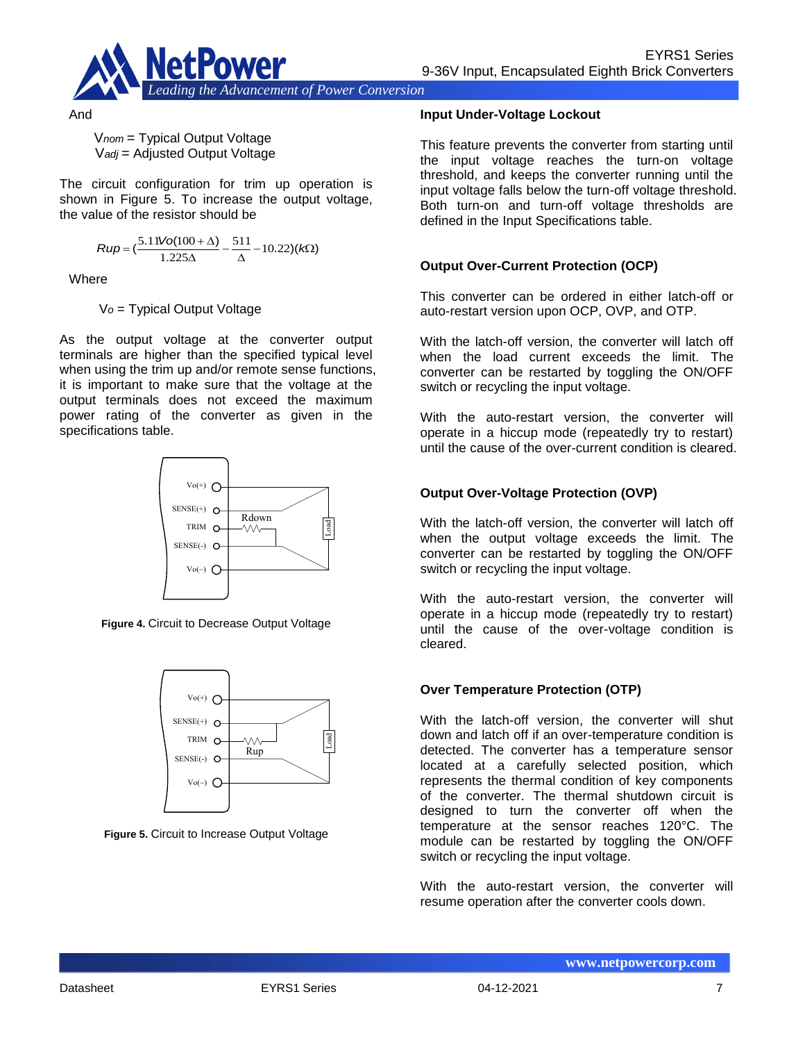And

$V_{nom}$ = Typical Output Voltage
$V_{adj}$ = Adjusted Output Voltage

The circuit configuration for trim up operation is shown in Figure 5. To increase the output voltage, the value of the resistor should be

$$Rup = \left(\frac{5.11Vo(100+\Delta)}{1.225\Delta} - \frac{511}{\Delta} - 10.22\right)(k\Omega)$$

Where

$V_o$ = Typical Output Voltage

As the output voltage at the converter output terminals are higher than the specified typical level when using the trim up and/or remote sense functions, it is important to make sure that the voltage at the output terminals does not exceed the maximum power rating of the converter as given in the specifications table.

**Figure 4.** Circuit to Decrease Output Voltage

**Figure 5.** Circuit to Increase Output Voltage

### Input Under-Voltage Lockout

This feature prevents the converter from starting until the input voltage reaches the turn-on voltage threshold, and keeps the converter running until the input voltage falls below the turn-off voltage threshold. Both turn-on and turn-off voltage thresholds are defined in the Input Specifications table.

### Output Over-Current Protection (OCP)

This converter can be ordered in either latch-off or auto-restart version upon OCP, OVP, and OTP.

With the latch-off version, the converter will latch off when the load current exceeds the limit. The converter can be restarted by toggling the ON/OFF switch or recycling the input voltage.

With the auto-restart version, the converter will operate in a hiccup mode (repeatedly try to restart) until the cause of the over-current condition is cleared.

### Output Over-Voltage Protection (OVP)

With the latch-off version, the converter will latch off when the output voltage exceeds the limit. The converter can be restarted by toggling the ON/OFF switch or recycling the input voltage.

With the auto-restart version, the converter will operate in a hiccup mode (repeatedly try to restart) until the cause of the over-voltage condition is cleared.

### Over Temperature Protection (OTP)

With the latch-off version, the converter will shut down and latch off if an over-temperature condition is detected. The converter has a temperature sensor located at a carefully selected position, which represents the thermal condition of key components of the converter. The thermal shutdown circuit is designed to turn the converter off when the temperature at the sensor reaches 120°C. The module can be restarted by toggling the ON/OFF switch or recycling the input voltage.

With the auto-restart version, the converter will resume operation after the converter cools down.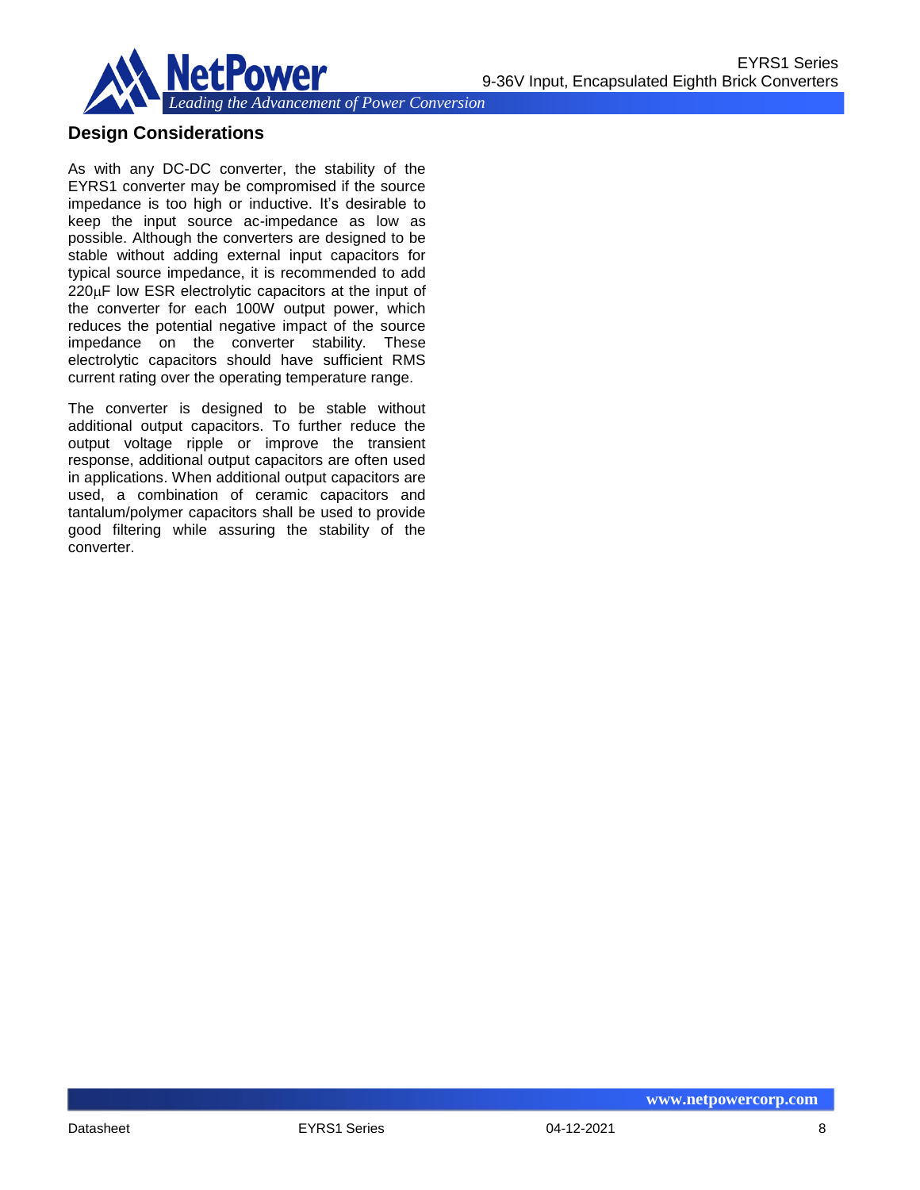## Design Considerations

As with any DC-DC converter, the stability of the EYRS1 converter may be compromised if the source impedance is too high or inductive. It's desirable to keep the input source ac-impedance as low as possible. Although the converters are designed to be stable without adding external input capacitors for typical source impedance, it is recommended to add 220μF low ESR electrolytic capacitors at the input of the converter for each 100W output power, which reduces the potential negative impact of the source impedance on the converter stability. These electrolytic capacitors should have sufficient RMS current rating over the operating temperature range.

The converter is designed to be stable without additional output capacitors. To further reduce the output voltage ripple or improve the transient response, additional output capacitors are often used in applications. When additional output capacitors are used, a combination of ceramic capacitors and tantalum/polymer capacitors shall be used to provide good filtering while assuring the stability of the converter.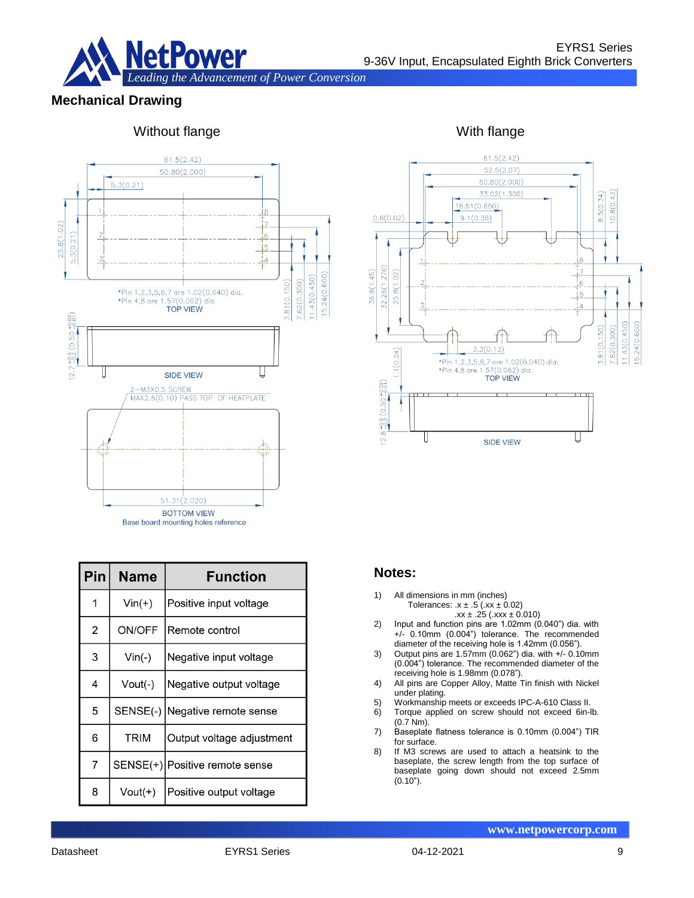## Mechanical Drawing

Without flange

61.5(2.42)
50.80(2.000)
5.3(0.21)
25.8(1.02)
5.3(0.21)
3.81(0.150)
7.62(0.300)
11.43(0.450)
15.24(0.600)
*Pin 1,2,3,5,6,7 are 1.02(0.040) dia.
*Pin 4,8 are 1.57(0.062) dia.
TOP VIEW
12.7 +0.5/-0.2 (0.50 +0.02/-0.01)
SIDE VIEW
2-M3X0.5 SCREW
MAX2.5(0.10) PASS TOP OF HEATPLATE
51.31(2.020)
BOTTOM VIEW
Base board mounting holes reference

With flange

61.5(2.42)
52.5(2.07)
50.80(2.000)
33.02(1.300)
16.51(0.650)
9.1(0.36)
0.6(0.02)
8.5(0.34)
10.8(0.43)
36.8(1.45)
32.26(1.270)
25.8(1.02)
3.3(0.13)
1.1(0.04)
3.81(0.150)
7.62(0.300)
11.43(0.450)
15.24(0.600)
*Pin 1,2,3,5,6,7 are 1.02(0.040) dia.
*Pin 4,8 are 1.57(0.062) dia.
TOP VIEW
12.8 +0.5/-0.2 (0.50 +0.02/-0.01)
SIDE VIEW

| Pin | Name | Function |
|---|---|---|
| 1 | Vin(+) | Positive input voltage |
| 2 | ON/OFF | Remote control |
| 3 | Vin(-) | Negative input voltage |
| 4 | Vout(-) | Negative output voltage |
| 5 | SENSE(-) | Negative remote sense |
| 6 | TRIM | Output voltage adjustment |
| 7 | SENSE(+) | Positive remote sense |
| 8 | Vout(+) | Positive output voltage |

## Notes:

1) All dimensions in mm (inches)
   Tolerances: .x ± .5 (.xx ± 0.02)
   .xx ± .25 (.xxx ± 0.010)
2) Input and function pins are 1.02mm (0.040") dia. with +/- 0.10mm (0.004") tolerance. The recommended diameter of the receiving hole is 1.42mm (0.056").
3) Output pins are 1.57mm (0.062") dia. with +/- 0.10mm (0.004") tolerance. The recommended diameter of the receiving hole is 1.98mm (0.078").
4) All pins are Copper Alloy, Matte Tin finish with Nickel under plating.
5) Workmanship meets or exceeds IPC-A-610 Class II.
6) Torque applied on screw should not exceed 6in-lb. (0.7 Nm).
7) Baseplate flatness tolerance is 0.10mm (0.004") TIR for surface.
8) If M3 screws are used to attach a heatsink to the baseplate, the screw length from the top surface of baseplate going down should not exceed 2.5mm (0.10").